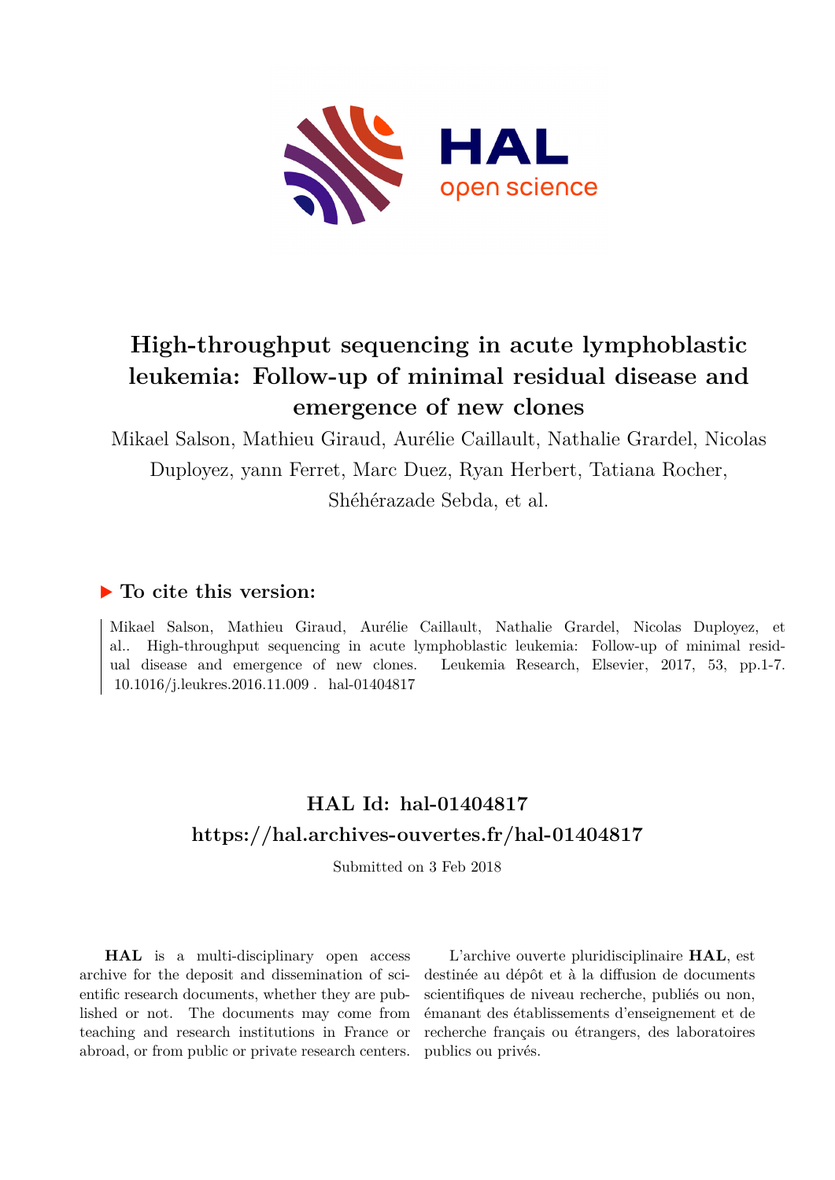# High-throughput sequencing in acute lymphoblastic leukemia: Follow-up of minimal residual disease and emergence of new clones

Mikael Salson, Mathieu Giraud, Aurélie Caillault, Nathalie Grardel, Nicolas Duployez, yann Ferret, Marc Duez, Ryan Herbert, Tatiana Rocher, Shéhérazade Sebda, et al.

## ▶ To cite this version:

Mikael Salson, Mathieu Giraud, Aurélie Caillault, Nathalie Grardel, Nicolas Duployez, et al.. High-throughput sequencing in acute lymphoblastic leukemia: Follow-up of minimal residual disease and emergence of new clones. Leukemia Research, Elsevier, 2017, 53, pp.1-7. 10.1016/j.leukres.2016.11.009 . hal-01404817

## HAL Id: hal-01404817
## https://hal.archives-ouvertes.fr/hal-01404817

Submitted on 3 Feb 2018

**HAL** is a multi-disciplinary open access archive for the deposit and dissemination of scientific research documents, whether they are published or not. The documents may come from teaching and research institutions in France or abroad, or from public or private research centers.

L'archive ouverte pluridisciplinaire **HAL**, est destinée au dépôt et à la diffusion de documents scientifiques de niveau recherche, publiés ou non, émanant des établissements d'enseignement et de recherche français ou étrangers, des laboratoires publics ou privés.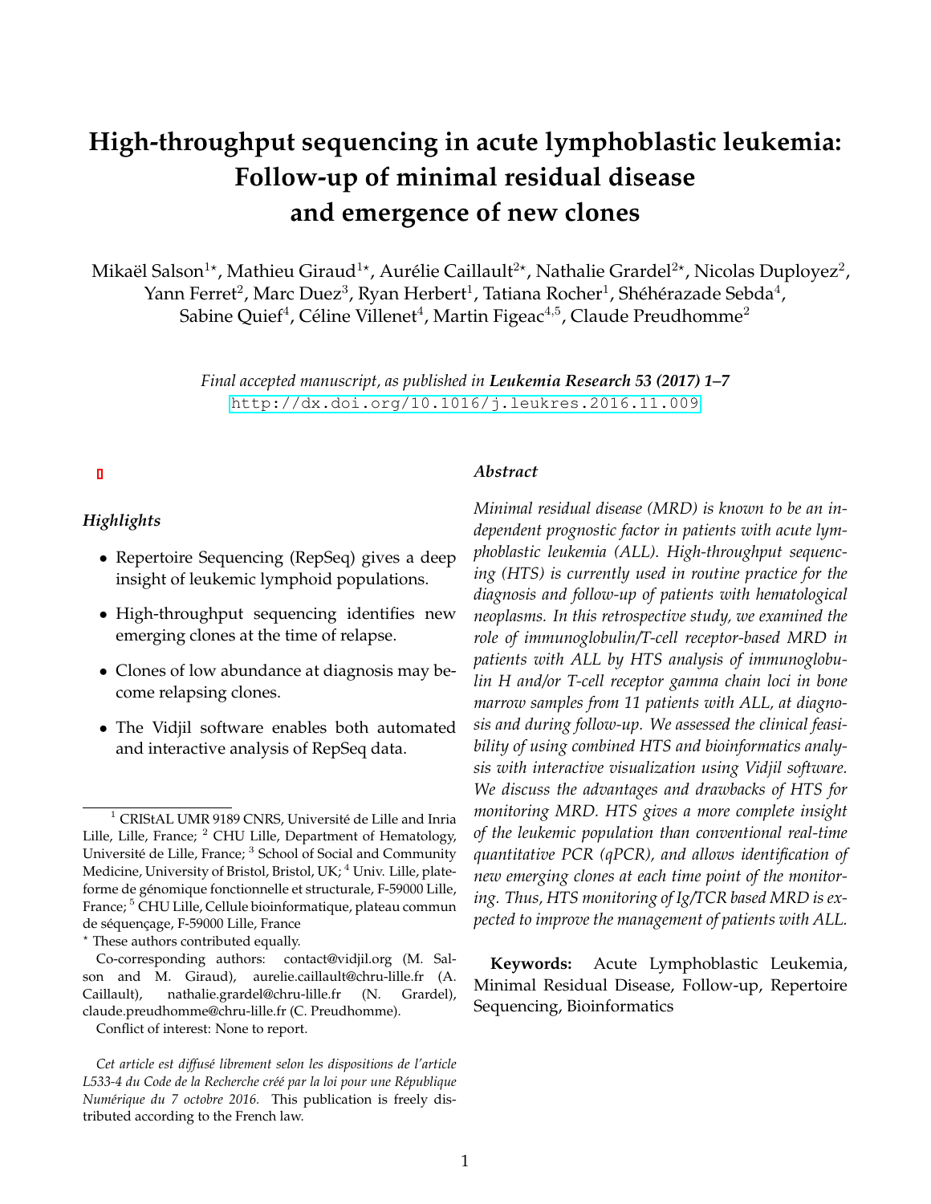# High-throughput sequencing in acute lymphoblastic leukemia: Follow-up of minimal residual disease and emergence of new clones

Mikaël Salson[1⋆], Mathieu Giraud[1⋆], Aurélie Caillault[2⋆], Nathalie Grardel[2⋆], Nicolas Duployez[2], Yann Ferret[2], Marc Duez[3], Ryan Herbert[1], Tatiana Rocher[1], Shéhérazade Sebda[4], Sabine Quief[4], Céline Villenet[4], Martin Figeac[4,5], Claude Preudhomme[2]

*Final accepted manuscript, as published in* ***Leukemia Research 53 (2017) 1–7***
http://dx.doi.org/10.1016/j.leukres.2016.11.009

### *Highlights*

- Repertoire Sequencing (RepSeq) gives a deep insight of leukemic lymphoid populations.
- High-throughput sequencing identifies new emerging clones at the time of relapse.
- Clones of low abundance at diagnosis may become relapsing clones.
- The Vidjil software enables both automated and interactive analysis of RepSeq data.

[1] CRIStAL UMR 9189 CNRS, Université de Lille and Inria Lille, Lille, France; [2] CHU Lille, Department of Hematology, Université de Lille, France; [3] School of Social and Community Medicine, University of Bristol, Bristol, UK; [4] Univ. Lille, plateforme de génomique fonctionnelle et structurale, F-59000 Lille, France; [5] CHU Lille, Cellule bioinformatique, plateau commun de séquençage, F-59000 Lille, France

⋆ These authors contributed equally.

Co-corresponding authors: contact@vidjil.org (M. Salson and M. Giraud), aurelie.caillault@chru-lille.fr (A. Caillault), nathalie.grardel@chru-lille.fr (N. Grardel), claude.preudhomme@chru-lille.fr (C. Preudhomme).

Conflict of interest: None to report.

*Cet article est diffusé librement selon les dispositions de l'article L533-4 du Code de la Recherche créé par la loi pour une République Numérique du 7 octobre 2016.* This publication is freely distributed according to the French law.

### *Abstract*

*Minimal residual disease (MRD) is known to be an independent prognostic factor in patients with acute lymphoblastic leukemia (ALL). High-throughput sequencing (HTS) is currently used in routine practice for the diagnosis and follow-up of patients with hematological neoplasms. In this retrospective study, we examined the role of immunoglobulin/T-cell receptor-based MRD in patients with ALL by HTS analysis of immunoglobulin H and/or T-cell receptor gamma chain loci in bone marrow samples from 11 patients with ALL, at diagnosis and during follow-up. We assessed the clinical feasibility of using combined HTS and bioinformatics analysis with interactive visualization using Vidjil software. We discuss the advantages and drawbacks of HTS for monitoring MRD. HTS gives a more complete insight of the leukemic population than conventional real-time quantitative PCR (qPCR), and allows identification of new emerging clones at each time point of the monitoring. Thus, HTS monitoring of Ig/TCR based MRD is expected to improve the management of patients with ALL.*

**Keywords:** Acute Lymphoblastic Leukemia, Minimal Residual Disease, Follow-up, Repertoire Sequencing, Bioinformatics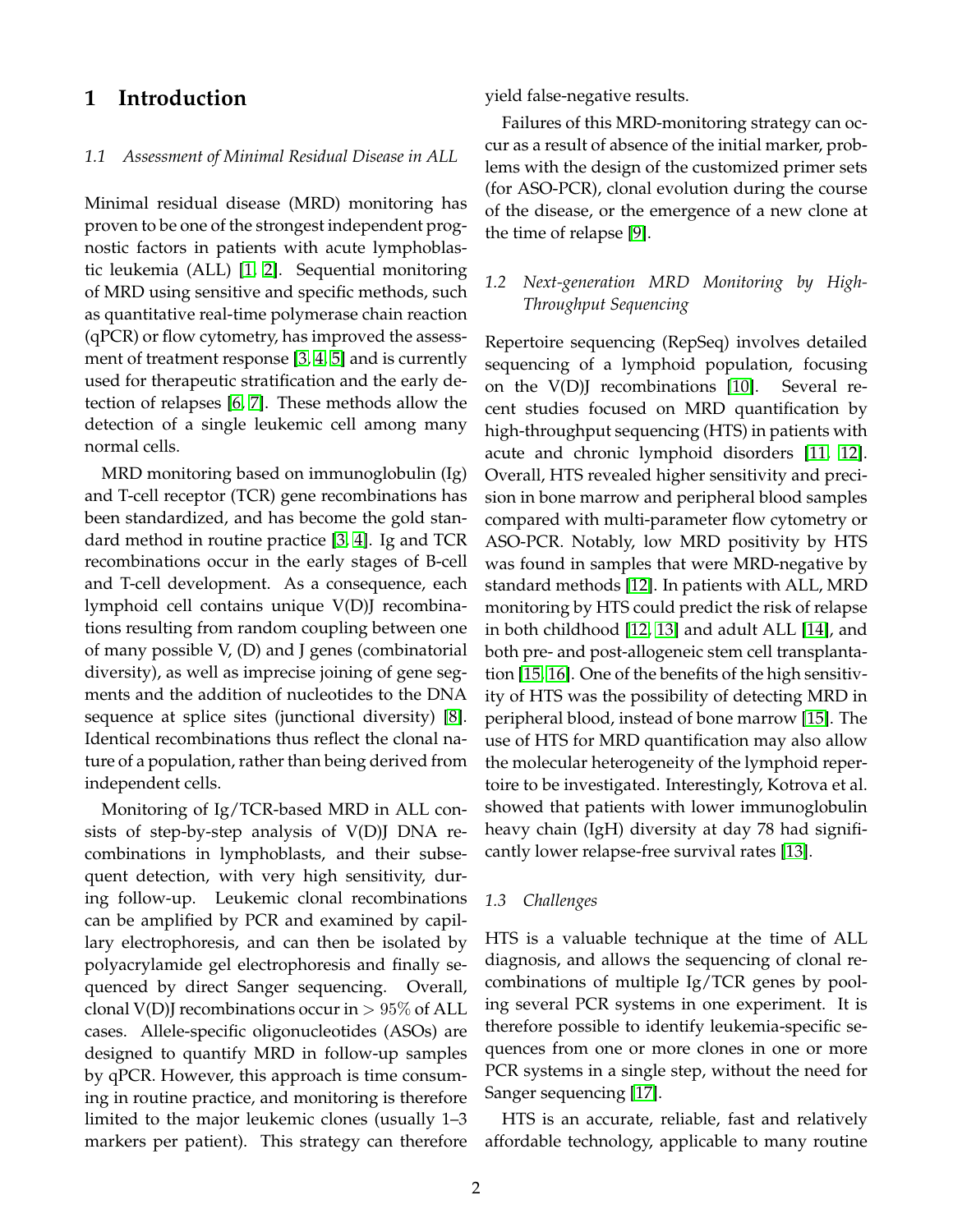# 1 Introduction

### 1.1 *Assessment of Minimal Residual Disease in ALL*

Minimal residual disease (MRD) monitoring has proven to be one of the strongest independent prognostic factors in patients with acute lymphoblastic leukemia (ALL) [1, 2]. Sequential monitoring of MRD using sensitive and specific methods, such as quantitative real-time polymerase chain reaction (qPCR) or flow cytometry, has improved the assessment of treatment response [3, 4, 5] and is currently used for therapeutic stratification and the early detection of relapses [6, 7]. These methods allow the detection of a single leukemic cell among many normal cells.

MRD monitoring based on immunoglobulin (Ig) and T-cell receptor (TCR) gene recombinations has been standardized, and has become the gold standard method in routine practice [3, 4]. Ig and TCR recombinations occur in the early stages of B-cell and T-cell development. As a consequence, each lymphoid cell contains unique V(D)J recombinations resulting from random coupling between one of many possible V, (D) and J genes (combinatorial diversity), as well as imprecise joining of gene segments and the addition of nucleotides to the DNA sequence at splice sites (junctional diversity) [8]. Identical recombinations thus reflect the clonal nature of a population, rather than being derived from independent cells.

Monitoring of Ig/TCR-based MRD in ALL consists of step-by-step analysis of V(D)J DNA recombinations in lymphoblasts, and their subsequent detection, with very high sensitivity, during follow-up. Leukemic clonal recombinations can be amplified by PCR and examined by capillary electrophoresis, and can then be isolated by polyacrylamide gel electrophoresis and finally sequenced by direct Sanger sequencing. Overall, clonal V(D)J recombinations occur in $> 95\%$ of ALL cases. Allele-specific oligonucleotides (ASOs) are designed to quantify MRD in follow-up samples by qPCR. However, this approach is time consuming in routine practice, and monitoring is therefore limited to the major leukemic clones (usually 1–3 markers per patient). This strategy can therefore yield false-negative results.

Failures of this MRD-monitoring strategy can occur as a result of absence of the initial marker, problems with the design of the customized primer sets (for ASO-PCR), clonal evolution during the course of the disease, or the emergence of a new clone at the time of relapse [9].

### 1.2 *Next-generation MRD Monitoring by High-Throughput Sequencing*

Repertoire sequencing (RepSeq) involves detailed sequencing of a lymphoid population, focusing on the V(D)J recombinations [10]. Several recent studies focused on MRD quantification by high-throughput sequencing (HTS) in patients with acute and chronic lymphoid disorders [11, 12]. Overall, HTS revealed higher sensitivity and precision in bone marrow and peripheral blood samples compared with multi-parameter flow cytometry or ASO-PCR. Notably, low MRD positivity by HTS was found in samples that were MRD-negative by standard methods [12]. In patients with ALL, MRD monitoring by HTS could predict the risk of relapse in both childhood [12, 13] and adult ALL [14], and both pre- and post-allogeneic stem cell transplantation [15, 16]. One of the benefits of the high sensitivity of HTS was the possibility of detecting MRD in peripheral blood, instead of bone marrow [15]. The use of HTS for MRD quantification may also allow the molecular heterogeneity of the lymphoid repertoire to be investigated. Interestingly, Kotrova et al. showed that patients with lower immunoglobulin heavy chain (IgH) diversity at day 78 had significantly lower relapse-free survival rates [13].

### 1.3 *Challenges*

HTS is a valuable technique at the time of ALL diagnosis, and allows the sequencing of clonal recombinations of multiple Ig/TCR genes by pooling several PCR systems in one experiment. It is therefore possible to identify leukemia-specific sequences from one or more clones in one or more PCR systems in a single step, without the need for Sanger sequencing [17].

HTS is an accurate, reliable, fast and relatively affordable technology, applicable to many routine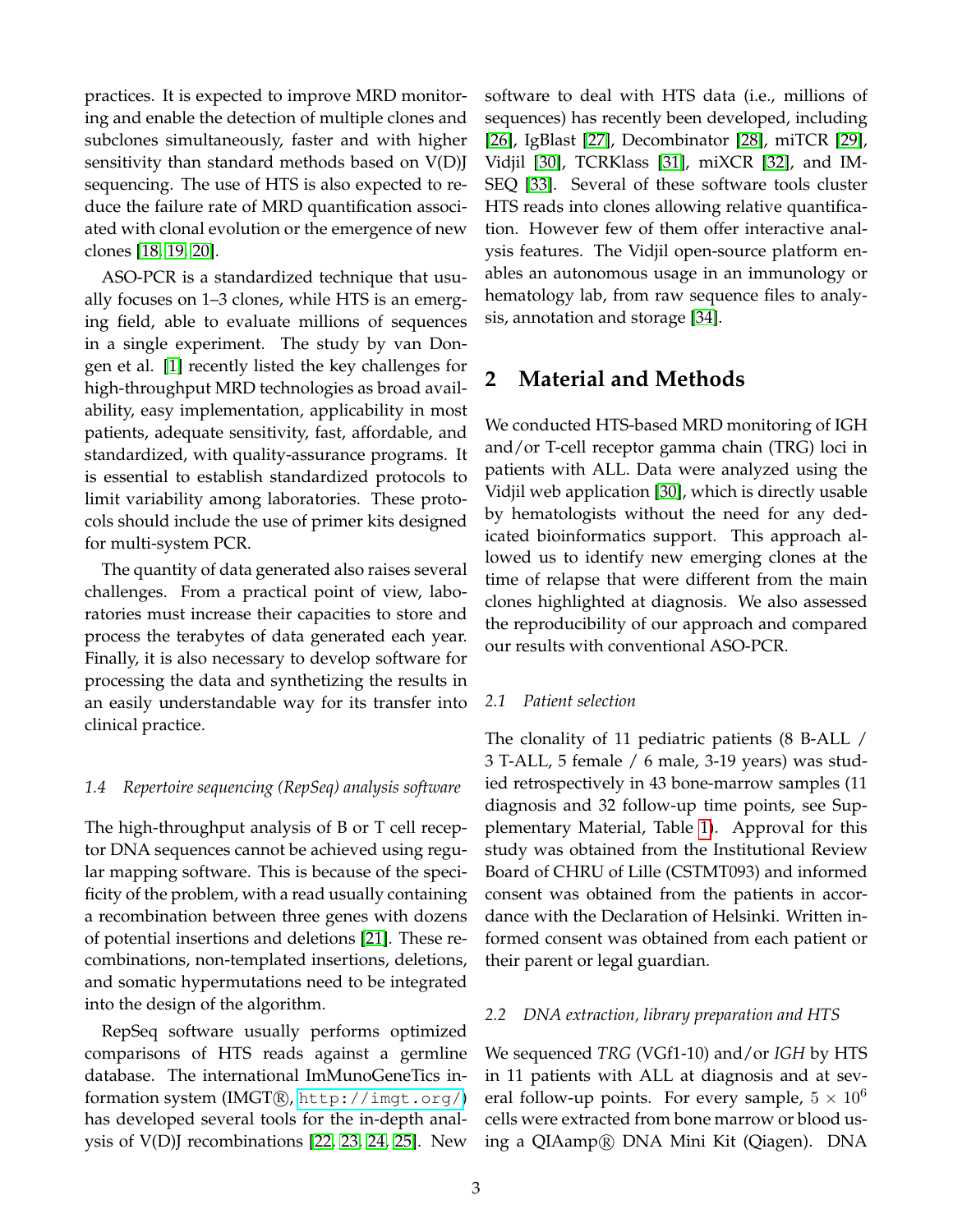practices. It is expected to improve MRD monitoring and enable the detection of multiple clones and subclones simultaneously, faster and with higher sensitivity than standard methods based on V(D)J sequencing. The use of HTS is also expected to reduce the failure rate of MRD quantification associated with clonal evolution or the emergence of new clones [18, 19, 20].

ASO-PCR is a standardized technique that usually focuses on 1–3 clones, while HTS is an emerging field, able to evaluate millions of sequences in a single experiment. The study by van Dongen et al. [1] recently listed the key challenges for high-throughput MRD technologies as broad availability, easy implementation, applicability in most patients, adequate sensitivity, fast, affordable, and standardized, with quality-assurance programs. It is essential to establish standardized protocols to limit variability among laboratories. These protocols should include the use of primer kits designed for multi-system PCR.

The quantity of data generated also raises several challenges. From a practical point of view, laboratories must increase their capacities to store and process the terabytes of data generated each year. Finally, it is also necessary to develop software for processing the data and synthetizing the results in an easily understandable way for its transfer into clinical practice.

### 1.4 Repertoire sequencing (RepSeq) analysis software

The high-throughput analysis of B or T cell receptor DNA sequences cannot be achieved using regular mapping software. This is because of the specificity of the problem, with a read usually containing a recombination between three genes with dozens of potential insertions and deletions [21]. These recombinations, non-templated insertions, deletions, and somatic hypermutations need to be integrated into the design of the algorithm.

RepSeq software usually performs optimized comparisons of HTS reads against a germline database. The international ImMunoGeneTics information system (IMGT®, http://imgt.org/) has developed several tools for the in-depth analysis of V(D)J recombinations [22, 23, 24, 25]. New software to deal with HTS data (i.e., millions of sequences) has recently been developed, including [26], IgBlast [27], Decombinator [28], miTCR [29], Vidjil [30], TCRKlass [31], miXCR [32], and IMSEQ [33]. Several of these software tools cluster HTS reads into clones allowing relative quantification. However few of them offer interactive analysis features. The Vidjil open-source platform enables an autonomous usage in an immunology or hematology lab, from raw sequence files to analysis, annotation and storage [34].

## 2 Material and Methods

We conducted HTS-based MRD monitoring of IGH and/or T-cell receptor gamma chain (TRG) loci in patients with ALL. Data were analyzed using the Vidjil web application [30], which is directly usable by hematologists without the need for any dedicated bioinformatics support. This approach allowed us to identify new emerging clones at the time of relapse that were different from the main clones highlighted at diagnosis. We also assessed the reproducibility of our approach and compared our results with conventional ASO-PCR.

### 2.1 Patient selection

The clonality of 11 pediatric patients (8 B-ALL / 3 T-ALL, 5 female / 6 male, 3-19 years) was studied retrospectively in 43 bone-marrow samples (11 diagnosis and 32 follow-up time points, see Supplementary Material, Table 1). Approval for this study was obtained from the Institutional Review Board of CHRU of Lille (CSTMT093) and informed consent was obtained from the patients in accordance with the Declaration of Helsinki. Written informed consent was obtained from each patient or their parent or legal guardian.

### 2.2 DNA extraction, library preparation and HTS

We sequenced *TRG* (VGf1-10) and/or *IGH* by HTS in 11 patients with ALL at diagnosis and at several follow-up points. For every sample, $5 \times 10^6$ cells were extracted from bone marrow or blood using a QIAamp® DNA Mini Kit (Qiagen). DNA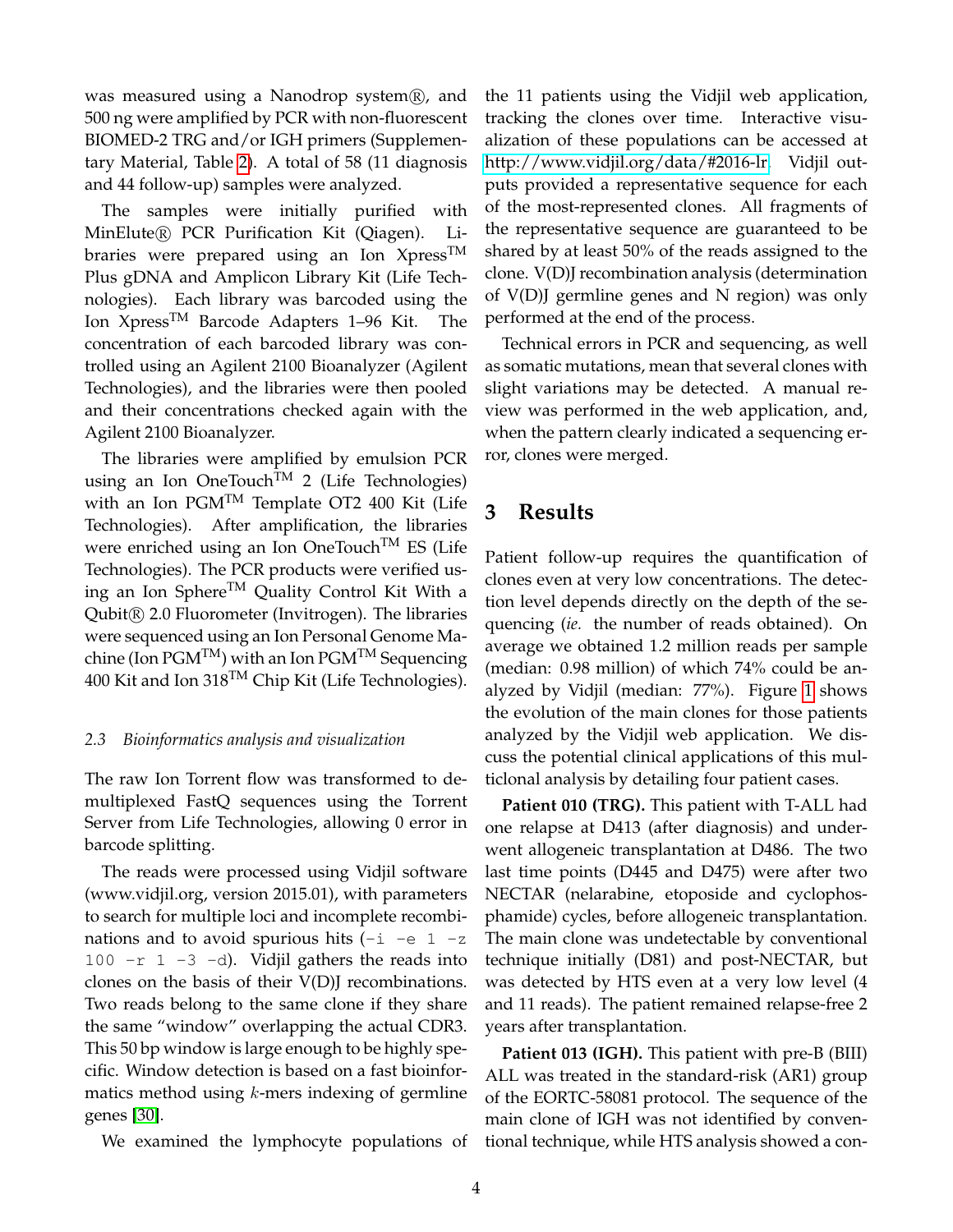was measured using a Nanodrop system®, and 500 ng were amplified by PCR with non-fluorescent BIOMED-2 TRG and/or IGH primers (Supplementary Material, Table 2). A total of 58 (11 diagnosis and 44 follow-up) samples were analyzed.

The samples were initially purified with MinElute® PCR Purification Kit (Qiagen). Libraries were prepared using an Ion Xpress™ Plus gDNA and Amplicon Library Kit (Life Technologies). Each library was barcoded using the Ion Xpress™ Barcode Adapters 1–96 Kit. The concentration of each barcoded library was controlled using an Agilent 2100 Bioanalyzer (Agilent Technologies), and the libraries were then pooled and their concentrations checked again with the Agilent 2100 Bioanalyzer.

The libraries were amplified by emulsion PCR using an Ion OneTouch™ 2 (Life Technologies) with an Ion PGM™ Template OT2 400 Kit (Life Technologies). After amplification, the libraries were enriched using an Ion OneTouch™ ES (Life Technologies). The PCR products were verified using an Ion Sphere™ Quality Control Kit With a Qubit® 2.0 Fluorometer (Invitrogen). The libraries were sequenced using an Ion Personal Genome Machine (Ion PGM™) with an Ion PGM™ Sequencing 400 Kit and Ion 318™ Chip Kit (Life Technologies).

### 2.3 Bioinformatics analysis and visualization

The raw Ion Torrent flow was transformed to demultiplexed FastQ sequences using the Torrent Server from Life Technologies, allowing 0 error in barcode splitting.

The reads were processed using Vidjil software (www.vidjil.org, version 2015.01), with parameters to search for multiple loci and incomplete recombinations and to avoid spurious hits (`-i -e 1 -z 100 -r 1 -3 -d`). Vidjil gathers the reads into clones on the basis of their V(D)J recombinations. Two reads belong to the same clone if they share the same "window" overlapping the actual CDR3. This 50 bp window is large enough to be highly specific. Window detection is based on a fast bioinformatics method using $k$-mers indexing of germline genes [30].

We examined the lymphocyte populations of the 11 patients using the Vidjil web application, tracking the clones over time. Interactive visualization of these populations can be accessed at http://www.vidjil.org/data/#2016-lr. Vidjil outputs provided a representative sequence for each of the most-represented clones. All fragments of the representative sequence are guaranteed to be shared by at least 50% of the reads assigned to the clone. V(D)J recombination analysis (determination of V(D)J germline genes and N region) was only performed at the end of the process.

Technical errors in PCR and sequencing, as well as somatic mutations, mean that several clones with slight variations may be detected. A manual review was performed in the web application, and, when the pattern clearly indicated a sequencing error, clones were merged.

## 3 Results

Patient follow-up requires the quantification of clones even at very low concentrations. The detection level depends directly on the depth of the sequencing (*ie.* the number of reads obtained). On average we obtained 1.2 million reads per sample (median: 0.98 million) of which 74% could be analyzed by Vidjil (median: 77%). Figure 1 shows the evolution of the main clones for those patients analyzed by the Vidjil web application. We discuss the potential clinical applications of this multiclonal analysis by detailing four patient cases.

**Patient 010 (TRG).** This patient with T-ALL had one relapse at D413 (after diagnosis) and underwent allogeneic transplantation at D486. The two last time points (D445 and D475) were after two NECTAR (nelarabine, etoposide and cyclophosphamide) cycles, before allogeneic transplantation. The main clone was undetectable by conventional technique initially (D81) and post-NECTAR, but was detected by HTS even at a very low level (4 and 11 reads). The patient remained relapse-free 2 years after transplantation.

**Patient 013 (IGH).** This patient with pre-B (BIII) ALL was treated in the standard-risk (AR1) group of the EORTC-58081 protocol. The sequence of the main clone of IGH was not identified by conventional technique, while HTS analysis showed a con-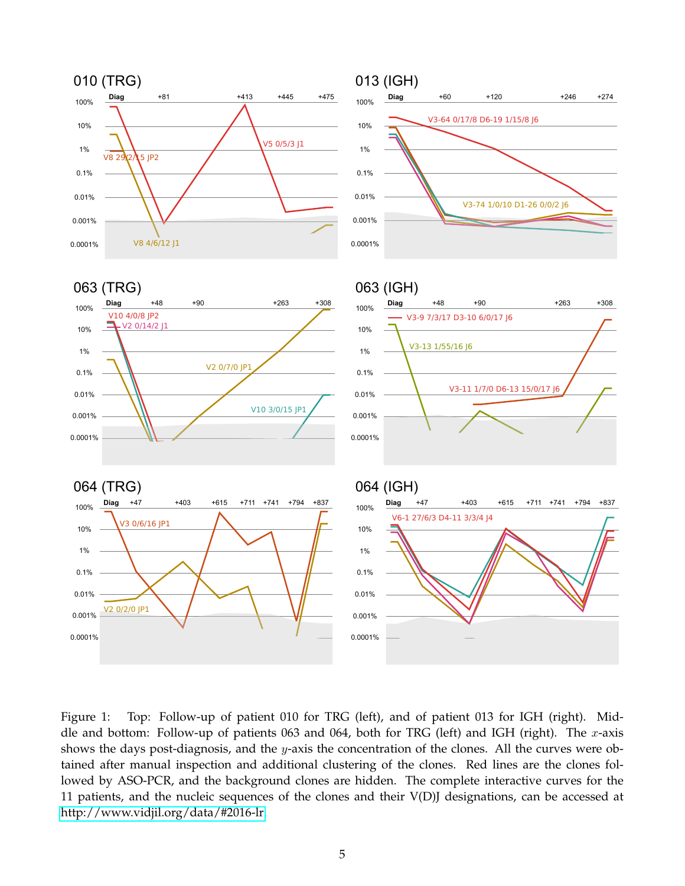Figure 1: Top: Follow-up of patient 010 for TRG (left), and of patient 013 for IGH (right). Middle and bottom: Follow-up of patients 063 and 064, both for TRG (left) and IGH (right). The $x$-axis shows the days post-diagnosis, and the $y$-axis the concentration of the clones. All the curves were obtained after manual inspection and additional clustering of the clones. Red lines are the clones followed by ASO-PCR, and the background clones are hidden. The complete interactive curves for the 11 patients, and the nucleic sequences of the clones and their V(D)J designations, can be accessed at http://www.vidjil.org/data/#2016-lr.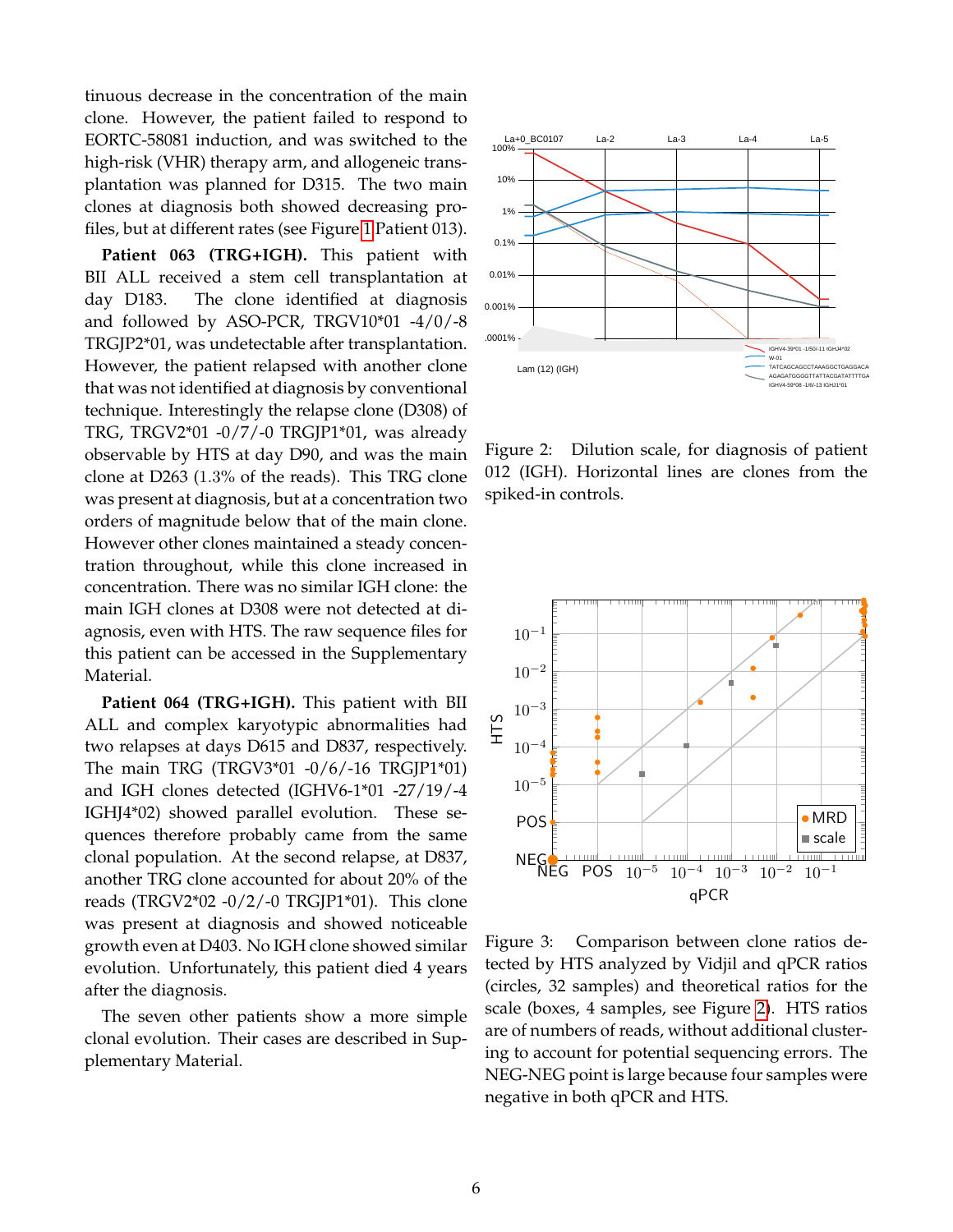tinuous decrease in the concentration of the main clone. However, the patient failed to respond to EORTC-58081 induction, and was switched to the high-risk (VHR) therapy arm, and allogeneic transplantation was planned for D315. The two main clones at diagnosis both showed decreasing profiles, but at different rates (see Figure 1 Patient 013).

**Patient 063 (TRG+IGH).** This patient with BII ALL received a stem cell transplantation at day D183. The clone identified at diagnosis and followed by ASO-PCR, TRGV10*01 -4/0/-8 TRGJP2*01, was undetectable after transplantation. However, the patient relapsed with another clone that was not identified at diagnosis by conventional technique. Interestingly the relapse clone (D308) of TRG, TRGV2*01 -0/7/-0 TRGJP1*01, was already observable by HTS at day D90, and was the main clone at D263 (1.3% of the reads). This TRG clone was present at diagnosis, but at a concentration two orders of magnitude below that of the main clone. However other clones maintained a steady concentration throughout, while this clone increased in concentration. There was no similar IGH clone: the main IGH clones at D308 were not detected at diagnosis, even with HTS. The raw sequence files for this patient can be accessed in the Supplementary Material.

**Patient 064 (TRG+IGH).** This patient with BII ALL and complex karyotypic abnormalities had two relapses at days D615 and D837, respectively. The main TRG (TRGV3*01 -0/6/-16 TRGJP1*01) and IGH clones detected (IGHV6-1*01 -27/19/-4 IGHJ4*02) showed parallel evolution. These sequences therefore probably came from the same clonal population. At the second relapse, at D837, another TRG clone accounted for about 20% of the reads (TRGV2*02 -0/2/-0 TRGJP1*01). This clone was present at diagnosis and showed noticeable growth even at D403. No IGH clone showed similar evolution. Unfortunately, this patient died 4 years after the diagnosis.

The seven other patients show a more simple clonal evolution. Their cases are described in Supplementary Material.

Figure 2: Dilution scale, for diagnosis of patient 012 (IGH). Horizontal lines are clones from the spiked-in controls.

Figure 3: Comparison between clone ratios detected by HTS analyzed by Vidjil and qPCR ratios (circles, 32 samples) and theoretical ratios for the scale (boxes, 4 samples, see Figure 2). HTS ratios are of numbers of reads, without additional clustering to account for potential sequencing errors. The NEG-NEG point is large because four samples were negative in both qPCR and HTS.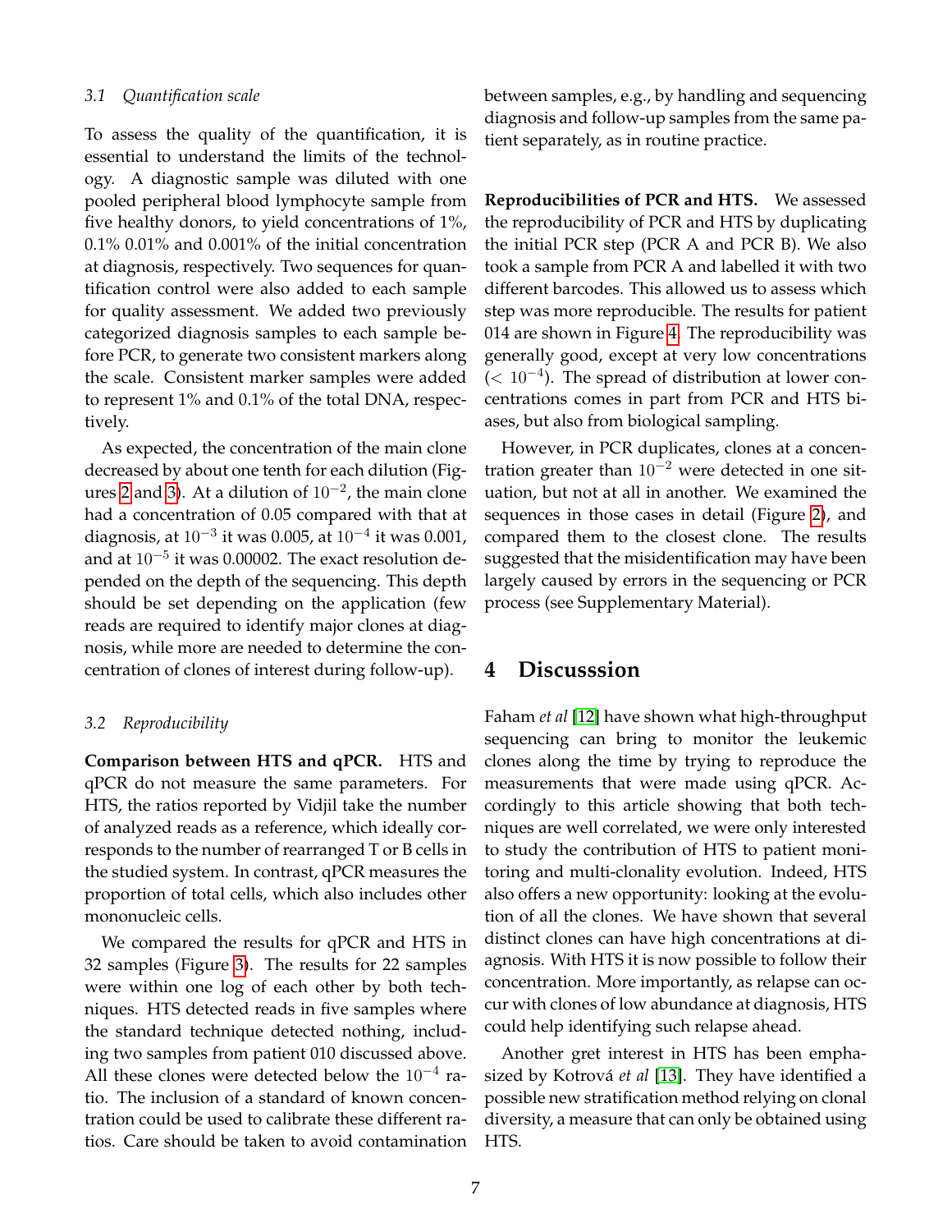### 3.1 Quantification scale

To assess the quality of the quantification, it is essential to understand the limits of the technology. A diagnostic sample was diluted with one pooled peripheral blood lymphocyte sample from five healthy donors, to yield concentrations of 1%, 0.1% 0.01% and 0.001% of the initial concentration at diagnosis, respectively. Two sequences for quantification control were also added to each sample for quality assessment. We added two previously categorized diagnosis samples to each sample before PCR, to generate two consistent markers along the scale. Consistent marker samples were added to represent 1% and 0.1% of the total DNA, respectively.

As expected, the concentration of the main clone decreased by about one tenth for each dilution (Figures 2 and 3). At a dilution of $10^{-2}$, the main clone had a concentration of 0.05 compared with that at diagnosis, at $10^{-3}$ it was 0.005, at $10^{-4}$ it was 0.001, and at $10^{-5}$ it was 0.00002. The exact resolution depended on the depth of the sequencing. This depth should be set depending on the application (few reads are required to identify major clones at diagnosis, while more are needed to determine the concentration of clones of interest during follow-up).

### 3.2 Reproducibility

**Comparison between HTS and qPCR.** HTS and qPCR do not measure the same parameters. For HTS, the ratios reported by Vidjil take the number of analyzed reads as a reference, which ideally corresponds to the number of rearranged T or B cells in the studied system. In contrast, qPCR measures the proportion of total cells, which also includes other mononucleic cells.

We compared the results for qPCR and HTS in 32 samples (Figure 3). The results for 22 samples were within one log of each other by both techniques. HTS detected reads in five samples where the standard technique detected nothing, including two samples from patient 010 discussed above. All these clones were detected below the $10^{-4}$ ratio. The inclusion of a standard of known concentration could be used to calibrate these different ratios. Care should be taken to avoid contamination between samples, e.g., by handling and sequencing diagnosis and follow-up samples from the same patient separately, as in routine practice.

**Reproducibilities of PCR and HTS.** We assessed the reproducibility of PCR and HTS by duplicating the initial PCR step (PCR A and PCR B). We also took a sample from PCR A and labelled it with two different barcodes. This allowed us to assess which step was more reproducible. The results for patient 014 are shown in Figure 4. The reproducibility was generally good, except at very low concentrations ($< 10^{-4}$). The spread of distribution at lower concentrations comes in part from PCR and HTS biases, but also from biological sampling.

However, in PCR duplicates, clones at a concentration greater than $10^{-2}$ were detected in one situation, but not at all in another. We examined the sequences in those cases in detail (Figure 2), and compared them to the closest clone. The results suggested that the misidentification may have been largely caused by errors in the sequencing or PCR process (see Supplementary Material).

## 4 Discusssion

Faham *et al* [12] have shown what high-throughput sequencing can bring to monitor the leukemic clones along the time by trying to reproduce the measurements that were made using qPCR. Accordingly to this article showing that both techniques are well correlated, we were only interested to study the contribution of HTS to patient monitoring and multi-clonality evolution. Indeed, HTS also offers a new opportunity: looking at the evolution of all the clones. We have shown that several distinct clones can have high concentrations at diagnosis. With HTS it is now possible to follow their concentration. More importantly, as relapse can occur with clones of low abundance at diagnosis, HTS could help identifying such relapse ahead.

Another gret interest in HTS has been emphasized by Kotrová *et al* [13]. They have identified a possible new stratification method relying on clonal diversity, a measure that can only be obtained using HTS.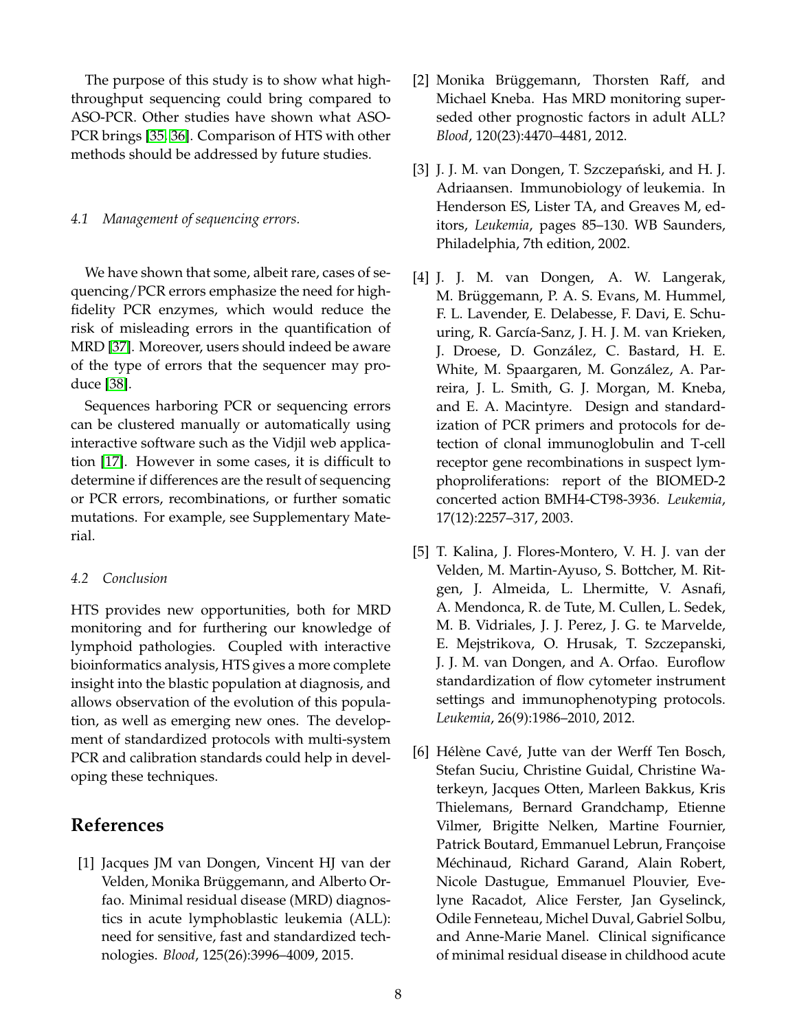The purpose of this study is to show what high-throughput sequencing could bring compared to ASO-PCR. Other studies have shown what ASO-PCR brings [35, 36]. Comparison of HTS with other methods should be addressed by future studies.

### *4.1 Management of sequencing errors.*

We have shown that some, albeit rare, cases of sequencing/PCR errors emphasize the need for high-fidelity PCR enzymes, which would reduce the risk of misleading errors in the quantification of MRD [37]. Moreover, users should indeed be aware of the type of errors that the sequencer may produce [38].

Sequences harboring PCR or sequencing errors can be clustered manually or automatically using interactive software such as the Vidjil web application [17]. However in some cases, it is difficult to determine if differences are the result of sequencing or PCR errors, recombinations, or further somatic mutations. For example, see Supplementary Material.

### *4.2 Conclusion*

HTS provides new opportunities, both for MRD monitoring and for furthering our knowledge of lymphoid pathologies. Coupled with interactive bioinformatics analysis, HTS gives a more complete insight into the blastic population at diagnosis, and allows observation of the evolution of this population, as well as emerging new ones. The development of standardized protocols with multi-system PCR and calibration standards could help in developing these techniques.

## References

[1] Jacques JM van Dongen, Vincent HJ van der Velden, Monika Brüggemann, and Alberto Orfao. Minimal residual disease (MRD) diagnostics in acute lymphoblastic leukemia (ALL): need for sensitive, fast and standardized technologies. *Blood*, 125(26):3996–4009, 2015.

[2] Monika Brüggemann, Thorsten Raff, and Michael Kneba. Has MRD monitoring superseded other prognostic factors in adult ALL? *Blood*, 120(23):4470–4481, 2012.

[3] J. J. M. van Dongen, T. Szczepański, and H. J. Adriaansen. Immunobiology of leukemia. In Henderson ES, Lister TA, and Greaves M, editors, *Leukemia*, pages 85–130. WB Saunders, Philadelphia, 7th edition, 2002.

[4] J. J. M. van Dongen, A. W. Langerak, M. Brüggemann, P. A. S. Evans, M. Hummel, F. L. Lavender, E. Delabesse, F. Davi, E. Schuuring, R. García-Sanz, J. H. J. M. van Krieken, J. Droese, D. González, C. Bastard, H. E. White, M. Spaargaren, M. González, A. Parreira, J. L. Smith, G. J. Morgan, M. Kneba, and E. A. Macintyre. Design and standardization of PCR primers and protocols for detection of clonal immunoglobulin and T-cell receptor gene recombinations in suspect lymphoproliferations: report of the BIOMED-2 concerted action BMH4-CT98-3936. *Leukemia*, 17(12):2257–317, 2003.

[5] T. Kalina, J. Flores-Montero, V. H. J. van der Velden, M. Martin-Ayuso, S. Bottcher, M. Ritgen, J. Almeida, L. Lhermitte, V. Asnafi, A. Mendonca, R. de Tute, M. Cullen, L. Sedek, M. B. Vidriales, J. J. Perez, J. G. te Marvelde, E. Mejstrikova, O. Hrusak, T. Szczepanski, J. J. M. van Dongen, and A. Orfao. Euroflow standardization of flow cytometer instrument settings and immunophenotyping protocols. *Leukemia*, 26(9):1986–2010, 2012.

[6] Hélène Cavé, Jutte van der Werff Ten Bosch, Stefan Suciu, Christine Guidal, Christine Waterkeyn, Jacques Otten, Marleen Bakkus, Kris Thielemans, Bernard Grandchamp, Etienne Vilmer, Brigitte Nelken, Martine Fournier, Patrick Boutard, Emmanuel Lebrun, Françoise Méchinaud, Richard Garand, Alain Robert, Nicole Dastugue, Emmanuel Plouvier, Evelyne Racadot, Alice Ferster, Jan Gyselinck, Odile Fenneteau, Michel Duval, Gabriel Solbu, and Anne-Marie Manel. Clinical significance of minimal residual disease in childhood acute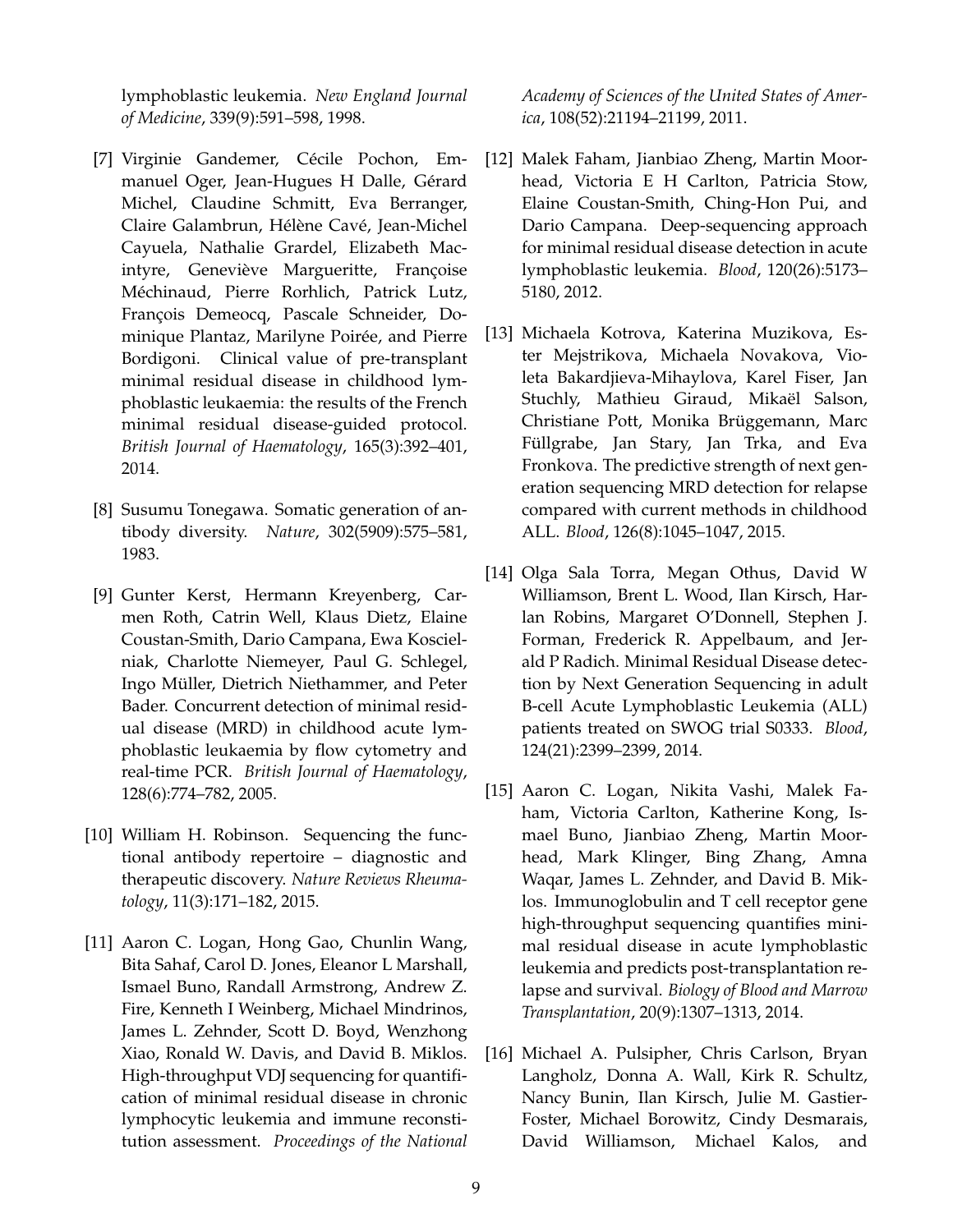lymphoblastic leukemia. *New England Journal of Medicine*, 339(9):591–598, 1998.

[7] Virginie Gandemer, Cécile Pochon, Emmanuel Oger, Jean-Hugues H Dalle, Gérard Michel, Claudine Schmitt, Eva Berranger, Claire Galambrun, Hélène Cavé, Jean-Michel Cayuela, Nathalie Grardel, Elizabeth Macintyre, Geneviève Margueritte, Françoise Méchinaud, Pierre Rorhlich, Patrick Lutz, François Demeocq, Pascale Schneider, Dominique Plantaz, Marilyne Poirée, and Pierre Bordigoni. Clinical value of pre-transplant minimal residual disease in childhood lymphoblastic leukaemia: the results of the French minimal residual disease-guided protocol. *British Journal of Haematology*, 165(3):392–401, 2014.

[8] Susumu Tonegawa. Somatic generation of antibody diversity. *Nature*, 302(5909):575–581, 1983.

[9] Gunter Kerst, Hermann Kreyenberg, Carmen Roth, Catrin Well, Klaus Dietz, Elaine Coustan-Smith, Dario Campana, Ewa Koscielniak, Charlotte Niemeyer, Paul G. Schlegel, Ingo Müller, Dietrich Niethammer, and Peter Bader. Concurrent detection of minimal residual disease (MRD) in childhood acute lymphoblastic leukaemia by flow cytometry and real-time PCR. *British Journal of Haematology*, 128(6):774–782, 2005.

[10] William H. Robinson. Sequencing the functional antibody repertoire – diagnostic and therapeutic discovery. *Nature Reviews Rheumatology*, 11(3):171–182, 2015.

[11] Aaron C. Logan, Hong Gao, Chunlin Wang, Bita Sahaf, Carol D. Jones, Eleanor L Marshall, Ismael Buno, Randall Armstrong, Andrew Z. Fire, Kenneth I Weinberg, Michael Mindrinos, James L. Zehnder, Scott D. Boyd, Wenzhong Xiao, Ronald W. Davis, and David B. Miklos. High-throughput VDJ sequencing for quantification of minimal residual disease in chronic lymphocytic leukemia and immune reconstitution assessment. *Proceedings of the National Academy of Sciences of the United States of America*, 108(52):21194–21199, 2011.

[12] Malek Faham, Jianbiao Zheng, Martin Moorhead, Victoria E H Carlton, Patricia Stow, Elaine Coustan-Smith, Ching-Hon Pui, and Dario Campana. Deep-sequencing approach for minimal residual disease detection in acute lymphoblastic leukemia. *Blood*, 120(26):5173–5180, 2012.

[13] Michaela Kotrova, Katerina Muzikova, Ester Mejstrikova, Michaela Novakova, Violeta Bakardjieva-Mihaylova, Karel Fiser, Jan Stuchly, Mathieu Giraud, Mikaël Salson, Christiane Pott, Monika Brüggemann, Marc Füllgrabe, Jan Stary, Jan Trka, and Eva Fronkova. The predictive strength of next generation sequencing MRD detection for relapse compared with current methods in childhood ALL. *Blood*, 126(8):1045–1047, 2015.

[14] Olga Sala Torra, Megan Othus, David W Williamson, Brent L. Wood, Ilan Kirsch, Harlan Robins, Margaret O'Donnell, Stephen J. Forman, Frederick R. Appelbaum, and Jerald P Radich. Minimal Residual Disease detection by Next Generation Sequencing in adult B-cell Acute Lymphoblastic Leukemia (ALL) patients treated on SWOG trial S0333. *Blood*, 124(21):2399–2399, 2014.

[15] Aaron C. Logan, Nikita Vashi, Malek Faham, Victoria Carlton, Katherine Kong, Ismael Buno, Jianbiao Zheng, Martin Moorhead, Mark Klinger, Bing Zhang, Amna Waqar, James L. Zehnder, and David B. Miklos. Immunoglobulin and T cell receptor gene high-throughput sequencing quantifies minimal residual disease in acute lymphoblastic leukemia and predicts post-transplantation relapse and survival. *Biology of Blood and Marrow Transplantation*, 20(9):1307–1313, 2014.

[16] Michael A. Pulsipher, Chris Carlson, Bryan Langholz, Donna A. Wall, Kirk R. Schultz, Nancy Bunin, Ilan Kirsch, Julie M. Gastier-Foster, Michael Borowitz, Cindy Desmarais, David Williamson, Michael Kalos, and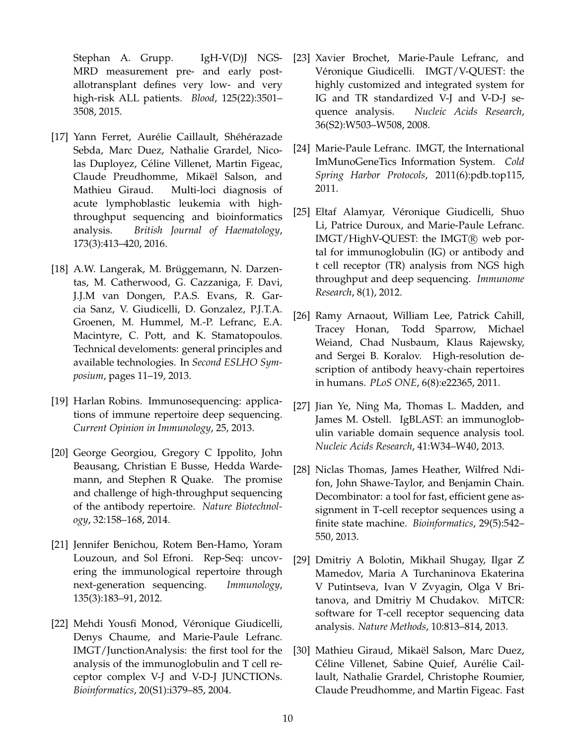Stephan A. Grupp. IgH-V(D)J NGS-MRD measurement pre- and early post-allotransplant defines very low- and very high-risk ALL patients. *Blood*, 125(22):3501–3508, 2015.

[17] Yann Ferret, Aurélie Caillault, Shéhérazade Sebda, Marc Duez, Nathalie Grardel, Nicolas Duployez, Céline Villenet, Martin Figeac, Claude Preudhomme, Mikaël Salson, and Mathieu Giraud. Multi-loci diagnosis of acute lymphoblastic leukemia with high-throughput sequencing and bioinformatics analysis. *British Journal of Haematology*, 173(3):413–420, 2016.

[18] A.W. Langerak, M. Brüggemann, N. Darzentas, M. Catherwood, G. Cazzaniga, F. Davi, J.J.M van Dongen, P.A.S. Evans, R. Garcia Sanz, V. Giudicelli, D. Gonzalez, P.J.T.A. Groenen, M. Hummel, M.-P. Lefranc, E.A. Macintyre, C. Pott, and K. Stamatopoulos. Technical develoments: general principles and available technologies. In *Second ESLHO Symposium*, pages 11–19, 2013.

[19] Harlan Robins. Immunosequencing: applications of immune repertoire deep sequencing. *Current Opinion in Immunology*, 25, 2013.

[20] George Georgiou, Gregory C Ippolito, John Beausang, Christian E Busse, Hedda Wardemann, and Stephen R Quake. The promise and challenge of high-throughput sequencing of the antibody repertoire. *Nature Biotechnology*, 32:158–168, 2014.

[21] Jennifer Benichou, Rotem Ben-Hamo, Yoram Louzoun, and Sol Efroni. Rep-Seq: uncovering the immunological repertoire through next-generation sequencing. *Immunology*, 135(3):183–91, 2012.

[22] Mehdi Yousfi Monod, Véronique Giudicelli, Denys Chaume, and Marie-Paule Lefranc. IMGT/JunctionAnalysis: the first tool for the analysis of the immunoglobulin and T cell receptor complex V-J and V-D-J JUNCTIONs. *Bioinformatics*, 20(S1):i379–85, 2004.

[23] Xavier Brochet, Marie-Paule Lefranc, and Véronique Giudicelli. IMGT/V-QUEST: the highly customized and integrated system for IG and TR standardized V-J and V-D-J sequence analysis. *Nucleic Acids Research*, 36(S2):W503–W508, 2008.

[24] Marie-Paule Lefranc. IMGT, the International ImMunoGeneTics Information System. *Cold Spring Harbor Protocols*, 2011(6):pdb.top115, 2011.

[25] Eltaf Alamyar, Véronique Giudicelli, Shuo Li, Patrice Duroux, and Marie-Paule Lefranc. IMGT/HighV-QUEST: the IMGT® web portal for immunoglobulin (IG) or antibody and t cell receptor (TR) analysis from NGS high throughput and deep sequencing. *Immunome Research*, 8(1), 2012.

[26] Ramy Arnaout, William Lee, Patrick Cahill, Tracey Honan, Todd Sparrow, Michael Weiand, Chad Nusbaum, Klaus Rajewsky, and Sergei B. Koralov. High-resolution description of antibody heavy-chain repertoires in humans. *PLoS ONE*, 6(8):e22365, 2011.

[27] Jian Ye, Ning Ma, Thomas L. Madden, and James M. Ostell. IgBLAST: an immunoglobulin variable domain sequence analysis tool. *Nucleic Acids Research*, 41:W34–W40, 2013.

[28] Niclas Thomas, James Heather, Wilfred Ndifon, John Shawe-Taylor, and Benjamin Chain. Decombinator: a tool for fast, efficient gene assignment in T-cell receptor sequences using a finite state machine. *Bioinformatics*, 29(5):542–550, 2013.

[29] Dmitriy A Bolotin, Mikhail Shugay, Ilgar Z Mamedov, Maria A Turchaninova Ekaterina V Putintseva, Ivan V Zvyagin, Olga V Britanova, and Dmitriy M Chudakov. MiTCR: software for T-cell receptor sequencing data analysis. *Nature Methods*, 10:813–814, 2013.

[30] Mathieu Giraud, Mikaël Salson, Marc Duez, Céline Villenet, Sabine Quief, Aurélie Caillault, Nathalie Grardel, Christophe Roumier, Claude Preudhomme, and Martin Figeac. Fast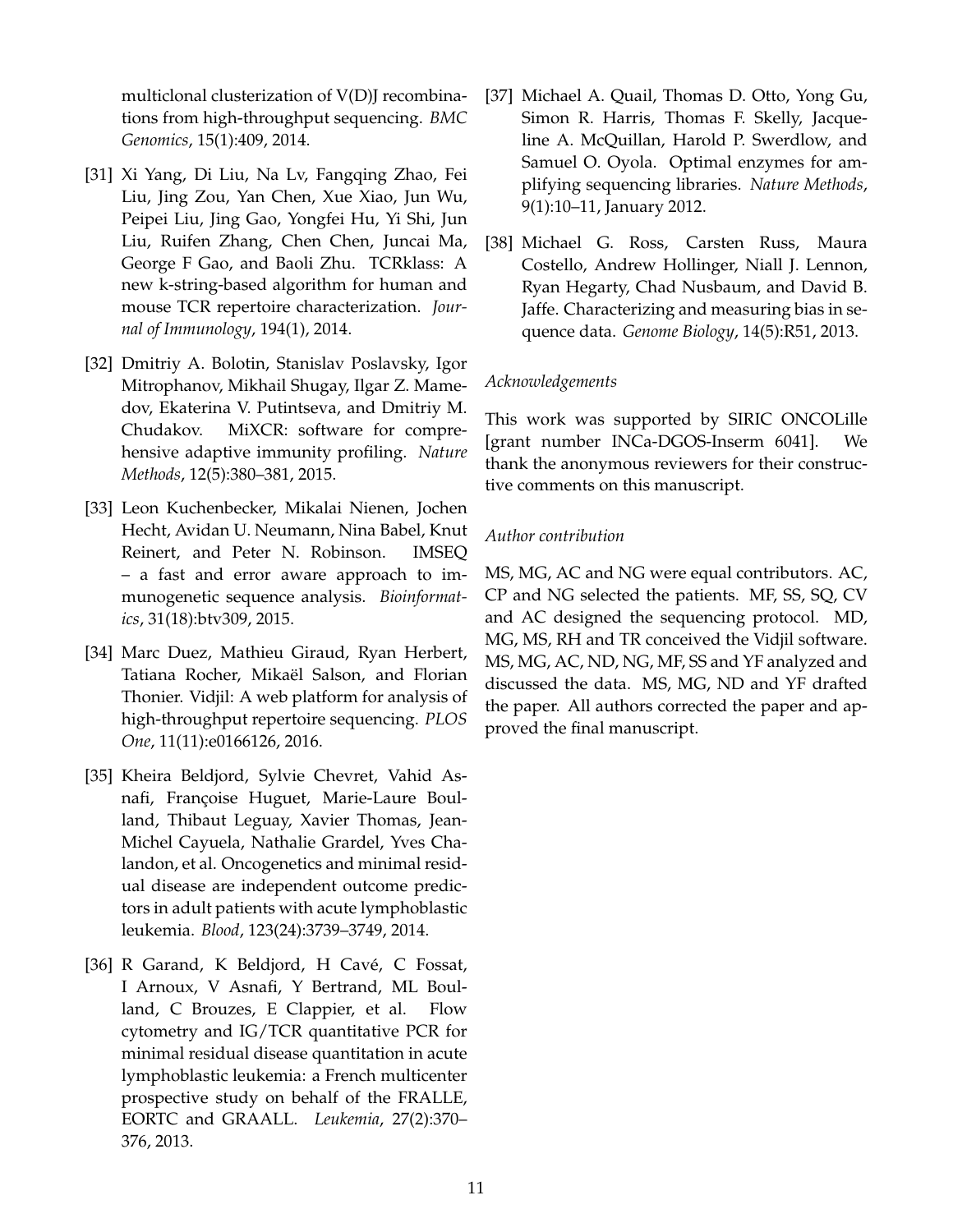multiclonal clusterization of V(D)J recombinations from high-throughput sequencing. *BMC Genomics*, 15(1):409, 2014.

[31] Xi Yang, Di Liu, Na Lv, Fangqing Zhao, Fei Liu, Jing Zou, Yan Chen, Xue Xiao, Jun Wu, Peipei Liu, Jing Gao, Yongfei Hu, Yi Shi, Jun Liu, Ruifen Zhang, Chen Chen, Juncai Ma, George F Gao, and Baoli Zhu. TCRklass: A new k-string-based algorithm for human and mouse TCR repertoire characterization. *Journal of Immunology*, 194(1), 2014.

[32] Dmitriy A. Bolotin, Stanislav Poslavsky, Igor Mitrophanov, Mikhail Shugay, Ilgar Z. Mamedov, Ekaterina V. Putintseva, and Dmitriy M. Chudakov. MiXCR: software for comprehensive adaptive immunity profiling. *Nature Methods*, 12(5):380–381, 2015.

[33] Leon Kuchenbecker, Mikalai Nienen, Jochen Hecht, Avidan U. Neumann, Nina Babel, Knut Reinert, and Peter N. Robinson. IMSEQ – a fast and error aware approach to immunogenetic sequence analysis. *Bioinformatics*, 31(18):btv309, 2015.

[34] Marc Duez, Mathieu Giraud, Ryan Herbert, Tatiana Rocher, Mikaël Salson, and Florian Thonier. Vidjil: A web platform for analysis of high-throughput repertoire sequencing. *PLOS One*, 11(11):e0166126, 2016.

[35] Kheira Beldjord, Sylvie Chevret, Vahid Asnafi, Françoise Huguet, Marie-Laure Boulland, Thibaut Leguay, Xavier Thomas, Jean-Michel Cayuela, Nathalie Grardel, Yves Chalandon, et al. Oncogenetics and minimal residual disease are independent outcome predictors in adult patients with acute lymphoblastic leukemia. *Blood*, 123(24):3739–3749, 2014.

[36] R Garand, K Beldjord, H Cavé, C Fossat, I Arnoux, V Asnafi, Y Bertrand, ML Boulland, C Brouzes, E Clappier, et al. Flow cytometry and IG/TCR quantitative PCR for minimal residual disease quantitation in acute lymphoblastic leukemia: a French multicenter prospective study on behalf of the FRALLE, EORTC and GRAALL. *Leukemia*, 27(2):370–376, 2013.

[37] Michael A. Quail, Thomas D. Otto, Yong Gu, Simon R. Harris, Thomas F. Skelly, Jacqueline A. McQuillan, Harold P. Swerdlow, and Samuel O. Oyola. Optimal enzymes for amplifying sequencing libraries. *Nature Methods*, 9(1):10–11, January 2012.

[38] Michael G. Ross, Carsten Russ, Maura Costello, Andrew Hollinger, Niall J. Lennon, Ryan Hegarty, Chad Nusbaum, and David B. Jaffe. Characterizing and measuring bias in sequence data. *Genome Biology*, 14(5):R51, 2013.

*Acknowledgements*

This work was supported by SIRIC ONCOLille [grant number INCa-DGOS-Inserm 6041]. We thank the anonymous reviewers for their constructive comments on this manuscript.

*Author contribution*

MS, MG, AC and NG were equal contributors. AC, CP and NG selected the patients. MF, SS, SQ, CV and AC designed the sequencing protocol. MD, MG, MS, RH and TR conceived the Vidjil software. MS, MG, AC, ND, NG, MF, SS and YF analyzed and discussed the data. MS, MG, ND and YF drafted the paper. All authors corrected the paper and approved the final manuscript.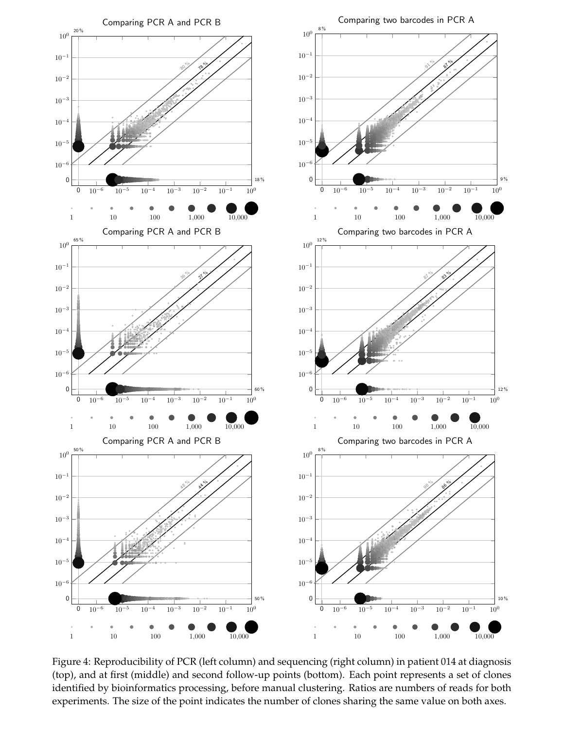Figure 4: Reproducibility of PCR (left column) and sequencing (right column) in patient 014 at diagnosis (top), and at first (middle) and second follow-up points (bottom). Each point represents a set of clones identified by bioinformatics processing, before manual clustering. Ratios are numbers of reads for both experiments. The size of the point indicates the number of clones sharing the same value on both axes.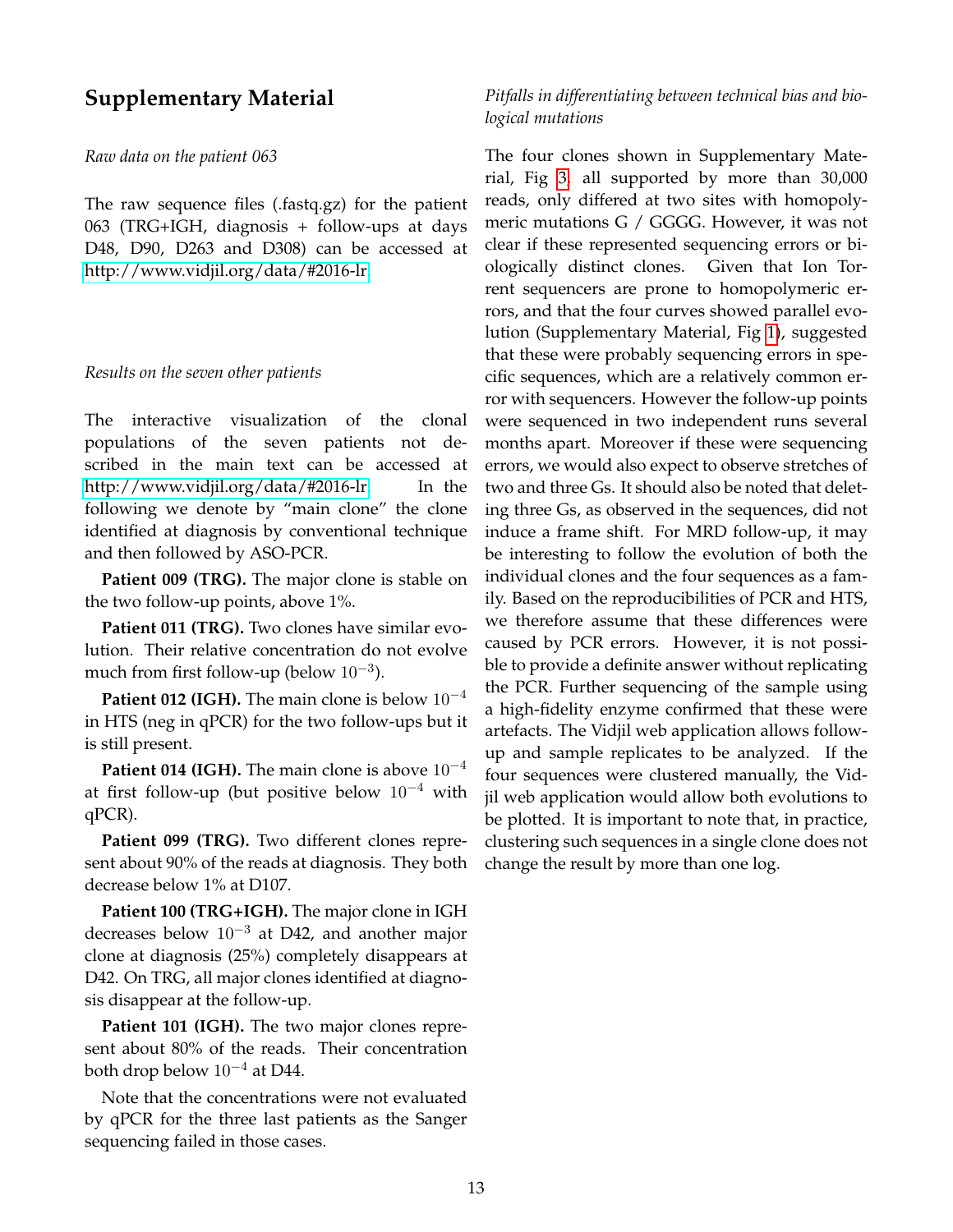## Supplementary Material

*Raw data on the patient 063*

The raw sequence files (.fastq.gz) for the patient 063 (TRG+IGH, diagnosis + follow-ups at days D48, D90, D263 and D308) can be accessed at http://www.vidjil.org/data/#2016-lr.

*Results on the seven other patients*

The interactive visualization of the clonal populations of the seven patients not described in the main text can be accessed at http://www.vidjil.org/data/#2016-lr. In the following we denote by "main clone" the clone identified at diagnosis by conventional technique and then followed by ASO-PCR.

**Patient 009 (TRG).** The major clone is stable on the two follow-up points, above 1%.

**Patient 011 (TRG).** Two clones have similar evolution. Their relative concentration do not evolve much from first follow-up (below $10^{-3}$).

**Patient 012 (IGH).** The main clone is below $10^{-4}$ in HTS (neg in qPCR) for the two follow-ups but it is still present.

**Patient 014 (IGH).** The main clone is above $10^{-4}$ at first follow-up (but positive below $10^{-4}$ with qPCR).

**Patient 099 (TRG).** Two different clones represent about 90% of the reads at diagnosis. They both decrease below 1% at D107.

**Patient 100 (TRG+IGH).** The major clone in IGH decreases below $10^{-3}$ at D42, and another major clone at diagnosis (25%) completely disappears at D42. On TRG, all major clones identified at diagnosis disappear at the follow-up.

**Patient 101 (IGH).** The two major clones represent about 80% of the reads. Their concentration both drop below $10^{-4}$ at D44.

Note that the concentrations were not evaluated by qPCR for the three last patients as the Sanger sequencing failed in those cases.

*Pitfalls in differentiating between technical bias and biological mutations*

The four clones shown in Supplementary Material, Fig 3, all supported by more than 30,000 reads, only differed at two sites with homopolymeric mutations G / GGGG. However, it was not clear if these represented sequencing errors or biologically distinct clones. Given that Ion Torrent sequencers are prone to homopolymeric errors, and that the four curves showed parallel evolution (Supplementary Material, Fig 1), suggested that these were probably sequencing errors in specific sequences, which are a relatively common error with sequencers. However the follow-up points were sequenced in two independent runs several months apart. Moreover if these were sequencing errors, we would also expect to observe stretches of two and three Gs. It should also be noted that deleting three Gs, as observed in the sequences, did not induce a frame shift. For MRD follow-up, it may be interesting to follow the evolution of both the individual clones and the four sequences as a family. Based on the reproducibilities of PCR and HTS, we therefore assume that these differences were caused by PCR errors. However, it is not possible to provide a definite answer without replicating the PCR. Further sequencing of the sample using a high-fidelity enzyme confirmed that these were artefacts. The Vidjil web application allows follow-up and sample replicates to be analyzed. If the four sequences were clustered manually, the Vidjil web application would allow both evolutions to be plotted. It is important to note that, in practice, clustering such sequences in a single clone does not change the result by more than one log.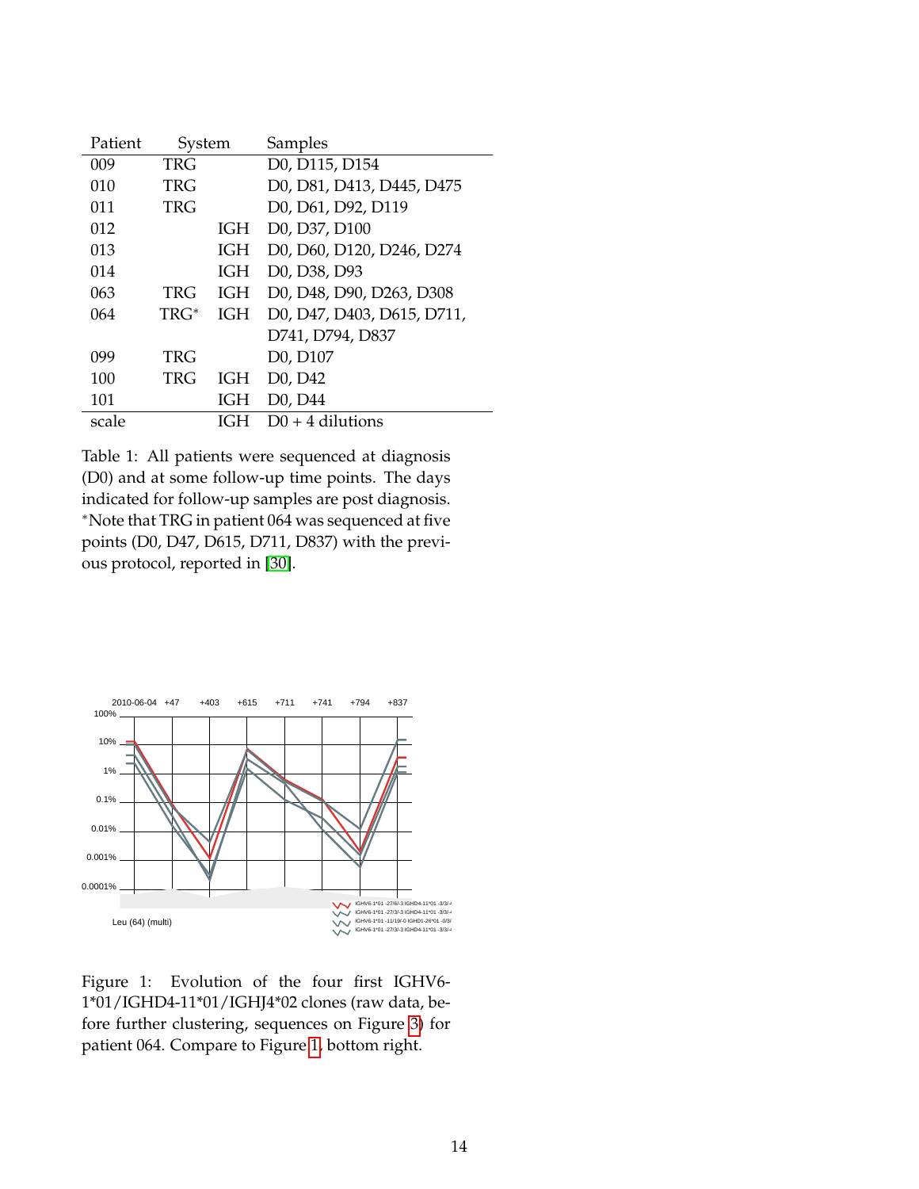| Patient | System | | Samples |
|---|---|---|---|
| 009 | TRG | | D0, D115, D154 |
| 010 | TRG | | D0, D81, D413, D445, D475 |
| 011 | TRG | | D0, D61, D92, D119 |
| 012 | | IGH | D0, D37, D100 |
| 013 | | IGH | D0, D60, D120, D246, D274 |
| 014 | | IGH | D0, D38, D93 |
| 063 | TRG | IGH | D0, D48, D90, D263, D308 |
| 064 | TRG* | IGH | D0, D47, D403, D615, D711, D741, D794, D837 |
| 099 | TRG | | D0, D107 |
| 100 | TRG | IGH | D0, D42 |
| 101 | | IGH | D0, D44 |
| scale | | IGH | D0 + 4 dilutions |

Table 1: All patients were sequenced at diagnosis (D0) and at some follow-up time points. The days indicated for follow-up samples are post diagnosis. *Note that TRG in patient 064 was sequenced at five points (D0, D47, D615, D711, D837) with the previous protocol, reported in [30].

Figure 1: Evolution of the four first IGHV6-1*01/IGHD4-11*01/IGHJ4*02 clones (raw data, before further clustering, sequences on Figure 3) for patient 064. Compare to Figure 1, bottom right.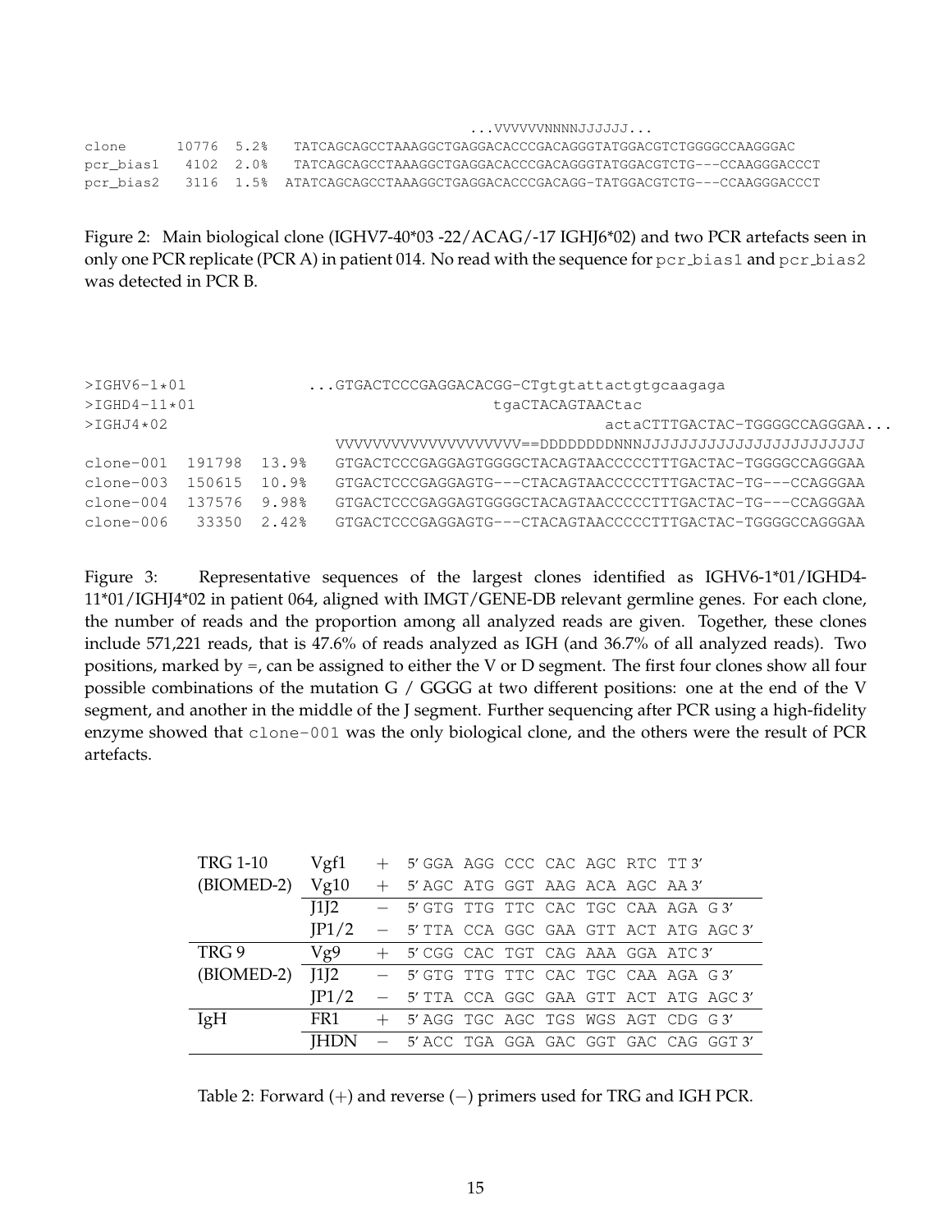```
                                              ...VVVVVVNNNNJJJJJJ...
clone       10776  5.2%   TATCAGCAGCCTAAAGGCTGAGGACACCCGACAGGGTATGGACGTCTGGGGCCAAGGGAC
pcr_bias1    4102  2.0%   TATCAGCAGCCTAAAGGCTGAGGACACCCGACAGGGTATGGACGTCTG---CCAAGGGACCCT
pcr_bias2    3116  1.5%  ATATCAGCAGCCTAAAGGCTGAGGACACCCGACAGG-TATGGACGTCTG---CCAAGGGACCCT
```

Figure 2: Main biological clone (IGHV7-40*03 -22/ACAG/-17 IGHJ6*02) and two PCR artefacts seen in only one PCR replicate (PCR A) in patient 014. No read with the sequence for `pcr_bias1` and `pcr_bias2` was detected in PCR B.

```
>IGHV6-1*01                ...GTGACTCCCGAGGACACGG-CTgtgtattactgtgcaagaga
>IGHD4-11*01                                     tgaCTACAGTAACtac
>IGHJ4*02                                                       actaCTTTGACTAC-TGGGGCCAGGGAA...
                              VVVVVVVVVVVVVVVVVVVV==DDDDDDDDNNNJJJJJJJJJJJJJJJJJJJJJJJ
clone-001  191798  13.9%   GTGACTCCCGAGGAGTGGGGCTACAGTAACCCCCCTTTGACTAC-TGGGGCCAGGGAA
clone-003  150615  10.9%   GTGACTCCCGAGGAGTG---CTACAGTAACCCCCCTTTGACTAC-TG---CCAGGGAA
clone-004  137576  9.98%   GTGACTCCCGAGGAGTGGGGCTACAGTAACCCCCCTTTGACTAC-TG---CCAGGGAA
clone-006   33350  2.42%   GTGACTCCCGAGGAGTG---CTACAGTAACCCCCCTTTGACTAC-TGGGGCCAGGGAA
```

Figure 3: Representative sequences of the largest clones identified as IGHV6-1*01/IGHD4-11*01/IGHJ4*02 in patient 064, aligned with IMGT/GENE-DB relevant germline genes. For each clone, the number of reads and the proportion among all analyzed reads are given. Together, these clones include 571,221 reads, that is 47.6% of reads analyzed as IGH (and 36.7% of all analyzed reads). Two positions, marked by =, can be assigned to either the V or D segment. The first four clones show all four possible combinations of the mutation G / GGGG at two different positions: one at the end of the V segment, and another in the middle of the J segment. Further sequencing after PCR using a high-fidelity enzyme showed that `clone-001` was the only biological clone, and the others were the result of PCR artefacts.

| | | | |
|---|---|---|---|
| TRG 1-10 | Vgf1 | + | 5′ GGA AGG CCC CAC AGC RTC TT 3′ |
| (BIOMED-2) | Vg10 | + | 5′ AGC ATG GGT AAG ACA AGC AA 3′ |
| | J1J2 | − | 5′ GTG TTG TTC CAC TGC CAA AGA G 3′ |
| | JP1/2 | − | 5′ TTA CCA GGC GAA GTT ACT ATG AGC 3′ |
| TRG 9 | Vg9 | + | 5′ CGG CAC TGT CAG AAA GGA ATC 3′ |
| (BIOMED-2) | J1J2 | − | 5′ GTG TTG TTC CAC TGC CAA AGA G 3′ |
| | JP1/2 | − | 5′ TTA CCA GGC GAA GTT ACT ATG AGC 3′ |
| IgH | FR1 | + | 5′ AGG TGC AGC TGS WGS AGT CDG G 3′ |
| | JHDN | − | 5′ ACC TGA GGA GAC GGT GAC CAG GGT 3′ |

Table 2: Forward (+) and reverse (−) primers used for TRG and IGH PCR.